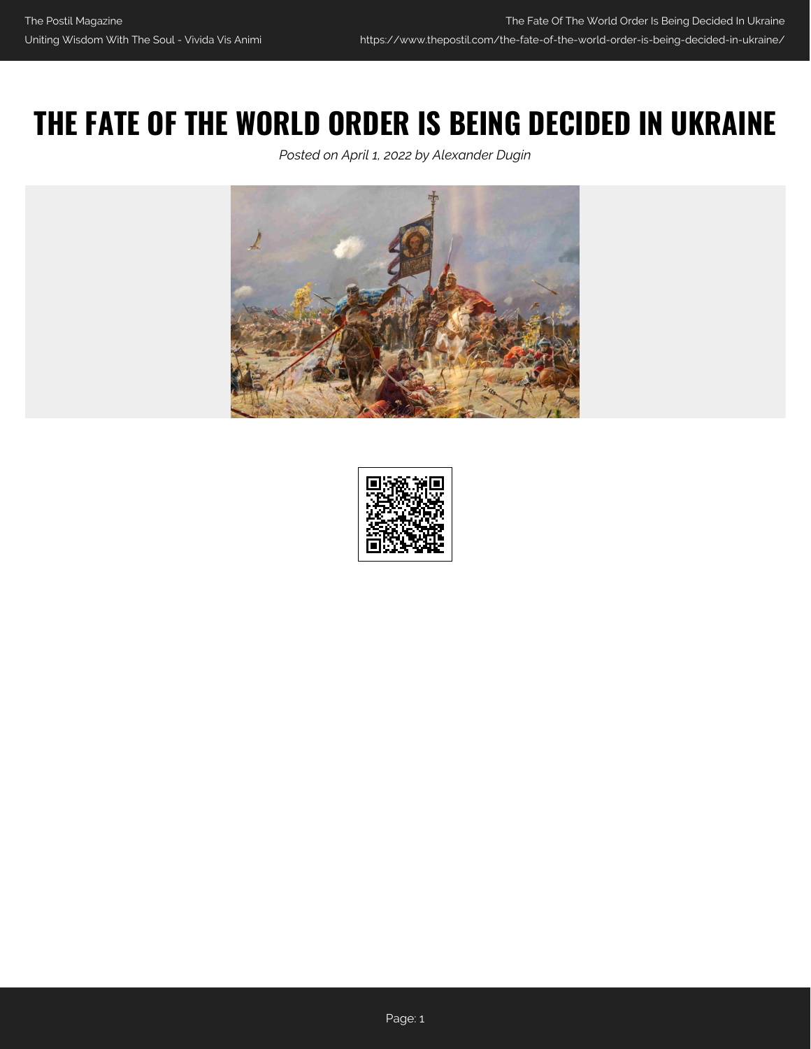# THE FATE OF THE WORLD ORDER IS BEING DECIDED IN UKRAINE

*Posted on April 1, 2022 by Alexander Dugin*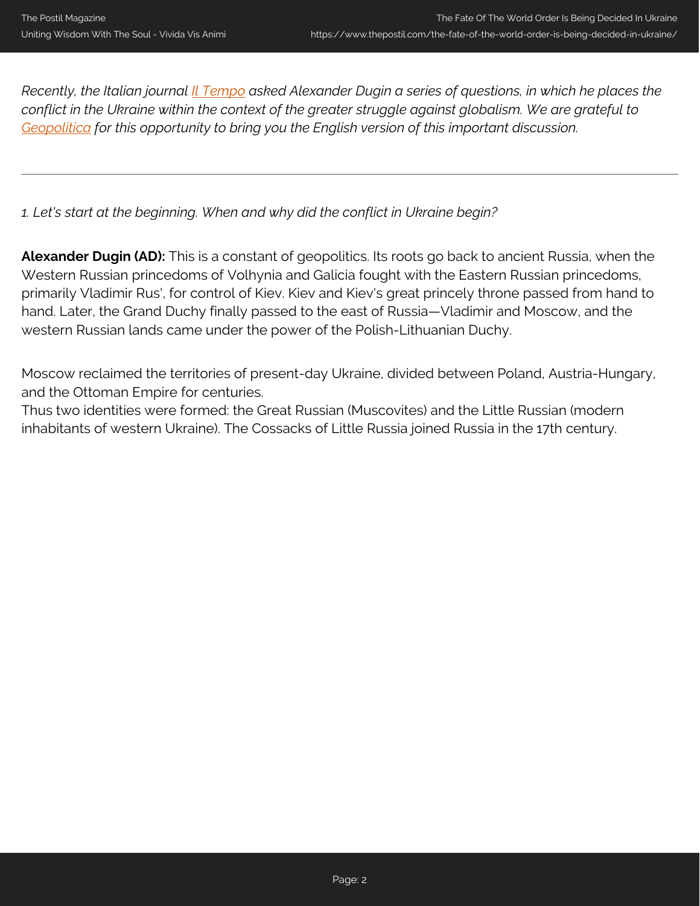*Recently, the Italian journal [Il Tempo] asked Alexander Dugin a series of questions, in which he places the conflict in the Ukraine within the context of the greater struggle against globalism. We are grateful to [Geopolitica] for this opportunity to bring you the English version of this important discussion.*

---

*1. Let's start at the beginning. When and why did the conflict in Ukraine begin?*

**Alexander Dugin (AD):** This is a constant of geopolitics. Its roots go back to ancient Russia, when the Western Russian princedoms of Volhynia and Galicia fought with the Eastern Russian princedoms, primarily Vladimir Rus', for control of Kiev. Kiev and Kiev's great princely throne passed from hand to hand. Later, the Grand Duchy finally passed to the east of Russia—Vladimir and Moscow, and the western Russian lands came under the power of the Polish-Lithuanian Duchy.

Moscow reclaimed the territories of present-day Ukraine, divided between Poland, Austria-Hungary, and the Ottoman Empire for centuries.
Thus two identities were formed: the Great Russian (Muscovites) and the Little Russian (modern inhabitants of western Ukraine). The Cossacks of Little Russia joined Russia in the 17th century.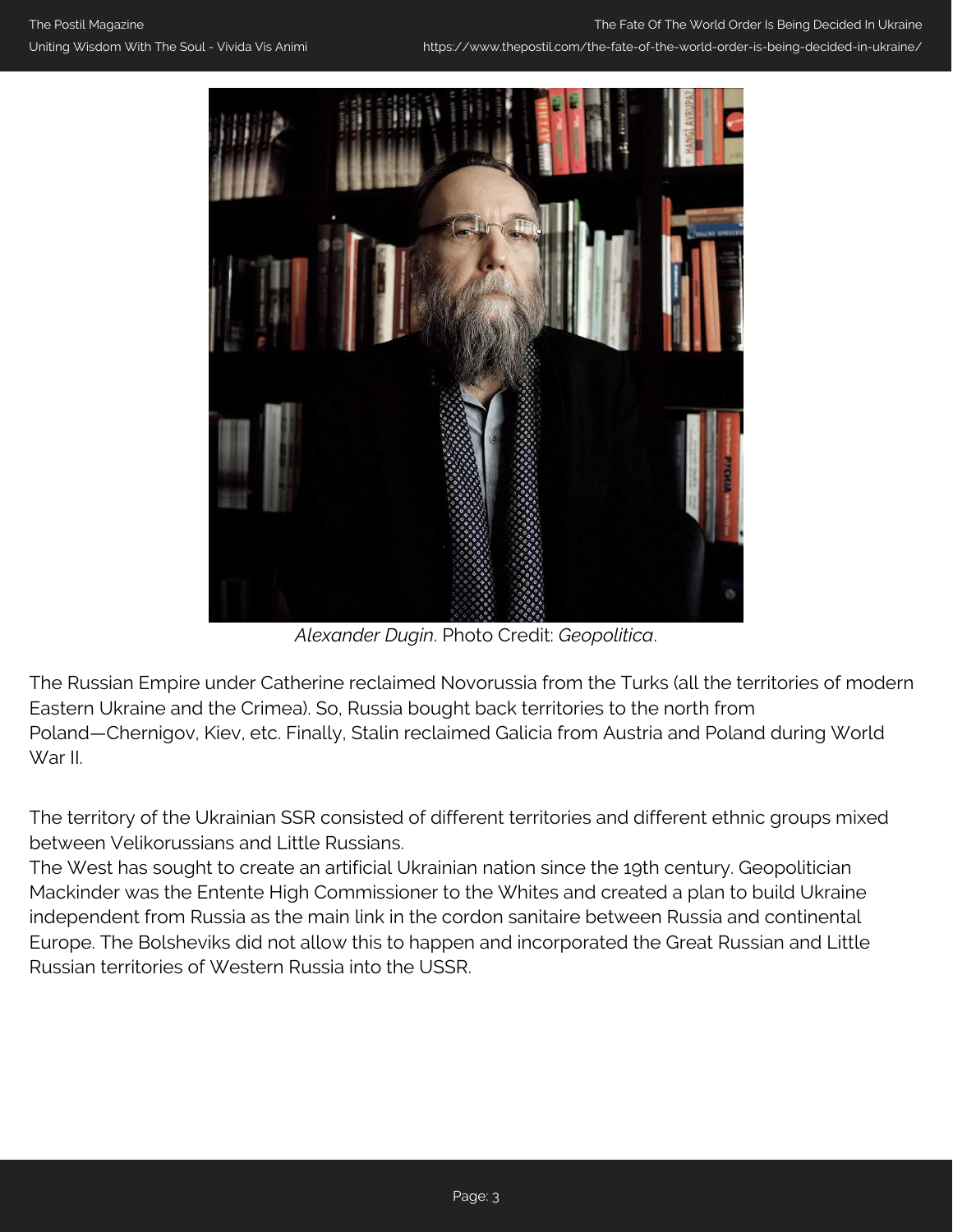*Alexander Dugin*. Photo Credit: *Geopolitica*.

The Russian Empire under Catherine reclaimed Novorussia from the Turks (all the territories of modern Eastern Ukraine and the Crimea). So, Russia bought back territories to the north from Poland—Chernigov, Kiev, etc. Finally, Stalin reclaimed Galicia from Austria and Poland during World War II.

The territory of the Ukrainian SSR consisted of different territories and different ethnic groups mixed between Velikorussians and Little Russians.

The West has sought to create an artificial Ukrainian nation since the 19th century. Geopolitician Mackinder was the Entente High Commissioner to the Whites and created a plan to build Ukraine independent from Russia as the main link in the cordon sanitaire between Russia and continental Europe. The Bolsheviks did not allow this to happen and incorporated the Great Russian and Little Russian territories of Western Russia into the USSR.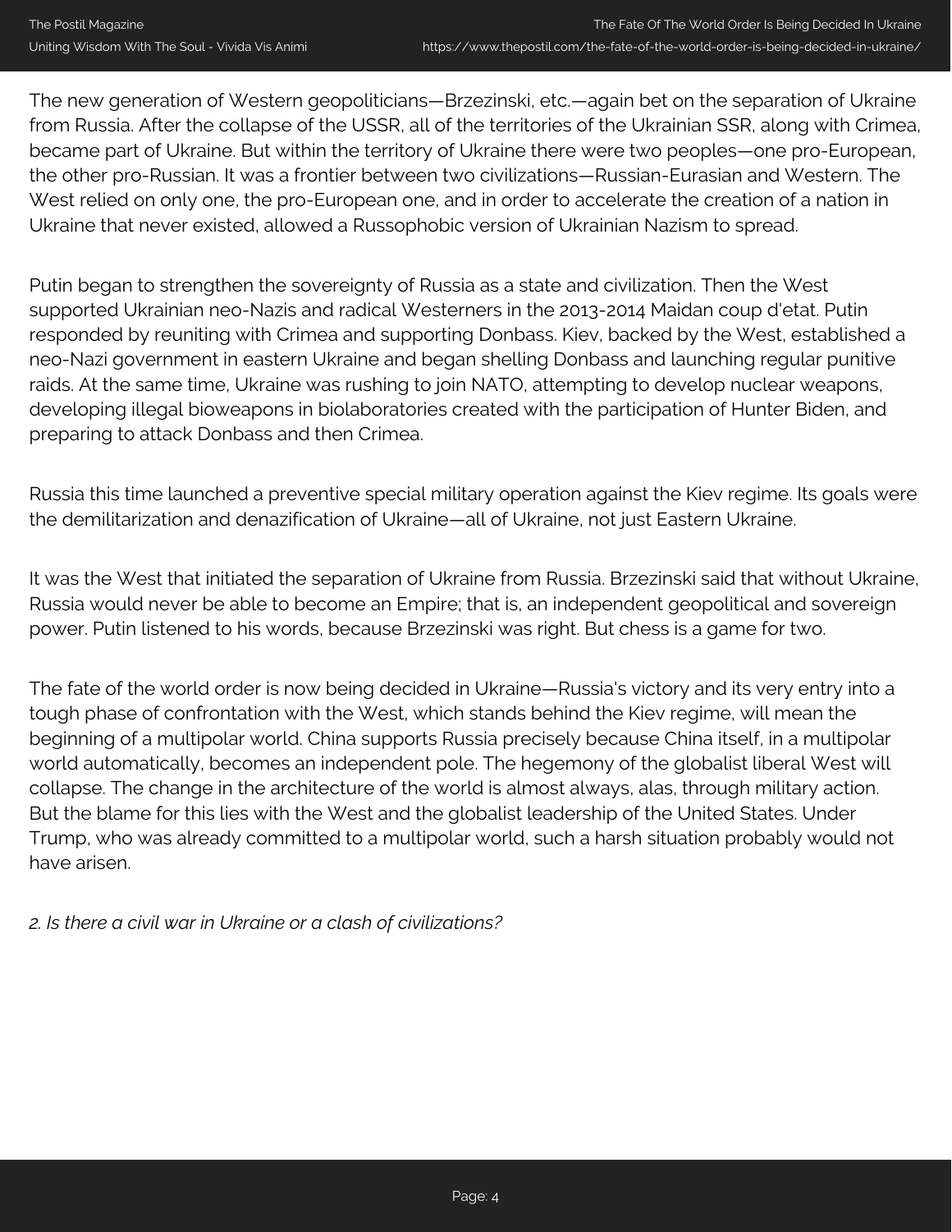The new generation of Western geopoliticians—Brzezinski, etc.—again bet on the separation of Ukraine from Russia. After the collapse of the USSR, all of the territories of the Ukrainian SSR, along with Crimea, became part of Ukraine. But within the territory of Ukraine there were two peoples—one pro-European, the other pro-Russian. It was a frontier between two civilizations—Russian-Eurasian and Western. The West relied on only one, the pro-European one, and in order to accelerate the creation of a nation in Ukraine that never existed, allowed a Russophobic version of Ukrainian Nazism to spread.

Putin began to strengthen the sovereignty of Russia as a state and civilization. Then the West supported Ukrainian neo-Nazis and radical Westerners in the 2013-2014 Maidan coup d'etat. Putin responded by reuniting with Crimea and supporting Donbass. Kiev, backed by the West, established a neo-Nazi government in eastern Ukraine and began shelling Donbass and launching regular punitive raids. At the same time, Ukraine was rushing to join NATO, attempting to develop nuclear weapons, developing illegal bioweapons in biolaboratories created with the participation of Hunter Biden, and preparing to attack Donbass and then Crimea.

Russia this time launched a preventive special military operation against the Kiev regime. Its goals were the demilitarization and denazification of Ukraine—all of Ukraine, not just Eastern Ukraine.

It was the West that initiated the separation of Ukraine from Russia. Brzezinski said that without Ukraine, Russia would never be able to become an Empire; that is, an independent geopolitical and sovereign power. Putin listened to his words, because Brzezinski was right. But chess is a game for two.

The fate of the world order is now being decided in Ukraine—Russia's victory and its very entry into a tough phase of confrontation with the West, which stands behind the Kiev regime, will mean the beginning of a multipolar world. China supports Russia precisely because China itself, in a multipolar world automatically, becomes an independent pole. The hegemony of the globalist liberal West will collapse. The change in the architecture of the world is almost always, alas, through military action. But the blame for this lies with the West and the globalist leadership of the United States. Under Trump, who was already committed to a multipolar world, such a harsh situation probably would not have arisen.

*2. Is there a civil war in Ukraine or a clash of civilizations?*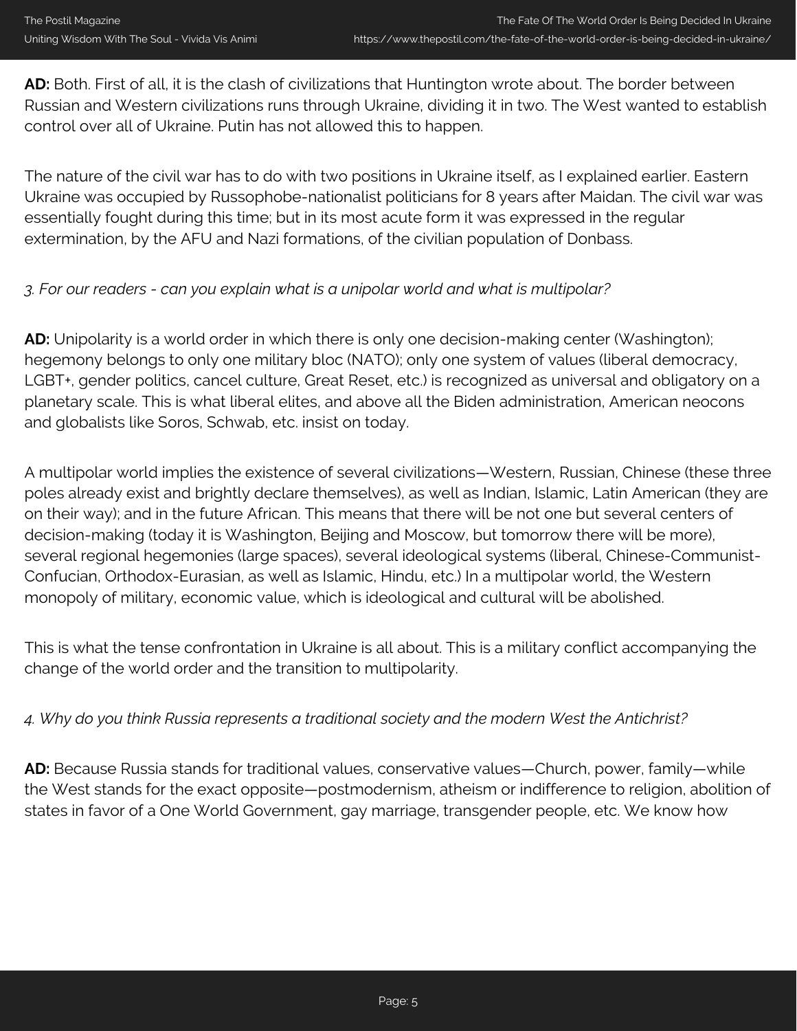**AD:** Both. First of all, it is the clash of civilizations that Huntington wrote about. The border between Russian and Western civilizations runs through Ukraine, dividing it in two. The West wanted to establish control over all of Ukraine. Putin has not allowed this to happen.

The nature of the civil war has to do with two positions in Ukraine itself, as I explained earlier. Eastern Ukraine was occupied by Russophobe-nationalist politicians for 8 years after Maidan. The civil war was essentially fought during this time; but in its most acute form it was expressed in the regular extermination, by the AFU and Nazi formations, of the civilian population of Donbass.

*3. For our readers - can you explain what is a unipolar world and what is multipolar?*

**AD:** Unipolarity is a world order in which there is only one decision-making center (Washington); hegemony belongs to only one military bloc (NATO); only one system of values (liberal democracy, LGBT+, gender politics, cancel culture, Great Reset, etc.) is recognized as universal and obligatory on a planetary scale. This is what liberal elites, and above all the Biden administration, American neocons and globalists like Soros, Schwab, etc. insist on today.

A multipolar world implies the existence of several civilizations—Western, Russian, Chinese (these three poles already exist and brightly declare themselves), as well as Indian, Islamic, Latin American (they are on their way); and in the future African. This means that there will be not one but several centers of decision-making (today it is Washington, Beijing and Moscow, but tomorrow there will be more), several regional hegemonies (large spaces), several ideological systems (liberal, Chinese-Communist-Confucian, Orthodox-Eurasian, as well as Islamic, Hindu, etc.) In a multipolar world, the Western monopoly of military, economic value, which is ideological and cultural will be abolished.

This is what the tense confrontation in Ukraine is all about. This is a military conflict accompanying the change of the world order and the transition to multipolarity.

*4. Why do you think Russia represents a traditional society and the modern West the Antichrist?*

**AD:** Because Russia stands for traditional values, conservative values—Church, power, family—while the West stands for the exact opposite—postmodernism, atheism or indifference to religion, abolition of states in favor of a One World Government, gay marriage, transgender people, etc. We know how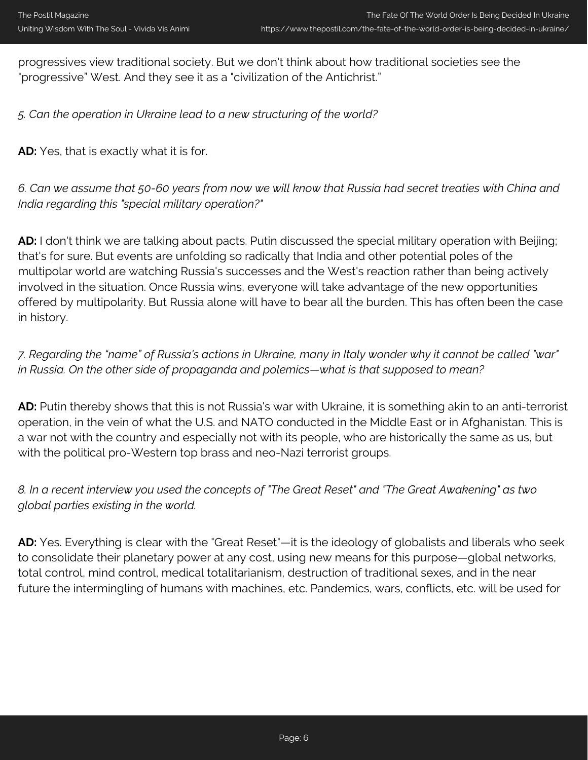progressives view traditional society. But we don't think about how traditional societies see the "progressive" West. And they see it as a "civilization of the Antichrist."

*5. Can the operation in Ukraine lead to a new structuring of the world?*

**AD:** Yes, that is exactly what it is for.

*6. Can we assume that 50-60 years from now we will know that Russia had secret treaties with China and India regarding this "special military operation?"*

**AD:** I don't think we are talking about pacts. Putin discussed the special military operation with Beijing; that's for sure. But events are unfolding so radically that India and other potential poles of the multipolar world are watching Russia's successes and the West's reaction rather than being actively involved in the situation. Once Russia wins, everyone will take advantage of the new opportunities offered by multipolarity. But Russia alone will have to bear all the burden. This has often been the case in history.

*7. Regarding the "name" of Russia's actions in Ukraine, many in Italy wonder why it cannot be called "war" in Russia. On the other side of propaganda and polemics—what is that supposed to mean?*

**AD:** Putin thereby shows that this is not Russia's war with Ukraine, it is something akin to an anti-terrorist operation, in the vein of what the U.S. and NATO conducted in the Middle East or in Afghanistan. This is a war not with the country and especially not with its people, who are historically the same as us, but with the political pro-Western top brass and neo-Nazi terrorist groups.

*8. In a recent interview you used the concepts of "The Great Reset" and "The Great Awakening" as two global parties existing in the world.*

**AD:** Yes. Everything is clear with the "Great Reset"—it is the ideology of globalists and liberals who seek to consolidate their planetary power at any cost, using new means for this purpose—global networks, total control, mind control, medical totalitarianism, destruction of traditional sexes, and in the near future the intermingling of humans with machines, etc. Pandemics, wars, conflicts, etc. will be used for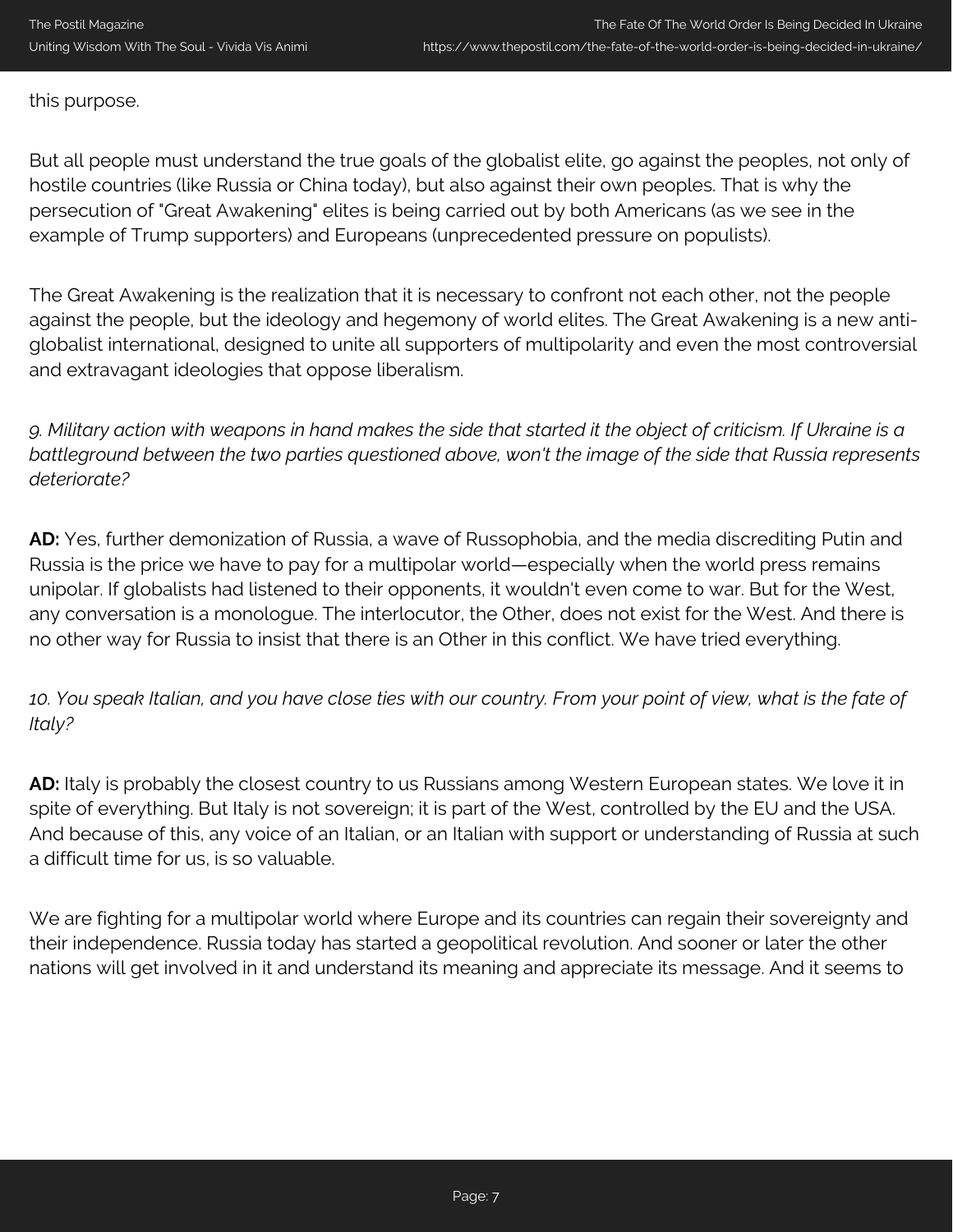this purpose.

But all people must understand the true goals of the globalist elite, go against the peoples, not only of hostile countries (like Russia or China today), but also against their own peoples. That is why the persecution of "Great Awakening" elites is being carried out by both Americans (as we see in the example of Trump supporters) and Europeans (unprecedented pressure on populists).

The Great Awakening is the realization that it is necessary to confront not each other, not the people against the people, but the ideology and hegemony of world elites. The Great Awakening is a new anti-globalist international, designed to unite all supporters of multipolarity and even the most controversial and extravagant ideologies that oppose liberalism.

*9. Military action with weapons in hand makes the side that started it the object of criticism. If Ukraine is a battleground between the two parties questioned above, won't the image of the side that Russia represents deteriorate?*

**AD:** Yes, further demonization of Russia, a wave of Russophobia, and the media discrediting Putin and Russia is the price we have to pay for a multipolar world—especially when the world press remains unipolar. If globalists had listened to their opponents, it wouldn't even come to war. But for the West, any conversation is a monologue. The interlocutor, the Other, does not exist for the West. And there is no other way for Russia to insist that there is an Other in this conflict. We have tried everything.

*10. You speak Italian, and you have close ties with our country. From your point of view, what is the fate of Italy?*

**AD:** Italy is probably the closest country to us Russians among Western European states. We love it in spite of everything. But Italy is not sovereign; it is part of the West, controlled by the EU and the USA. And because of this, any voice of an Italian, or an Italian with support or understanding of Russia at such a difficult time for us, is so valuable.

We are fighting for a multipolar world where Europe and its countries can regain their sovereignty and their independence. Russia today has started a geopolitical revolution. And sooner or later the other nations will get involved in it and understand its meaning and appreciate its message. And it seems to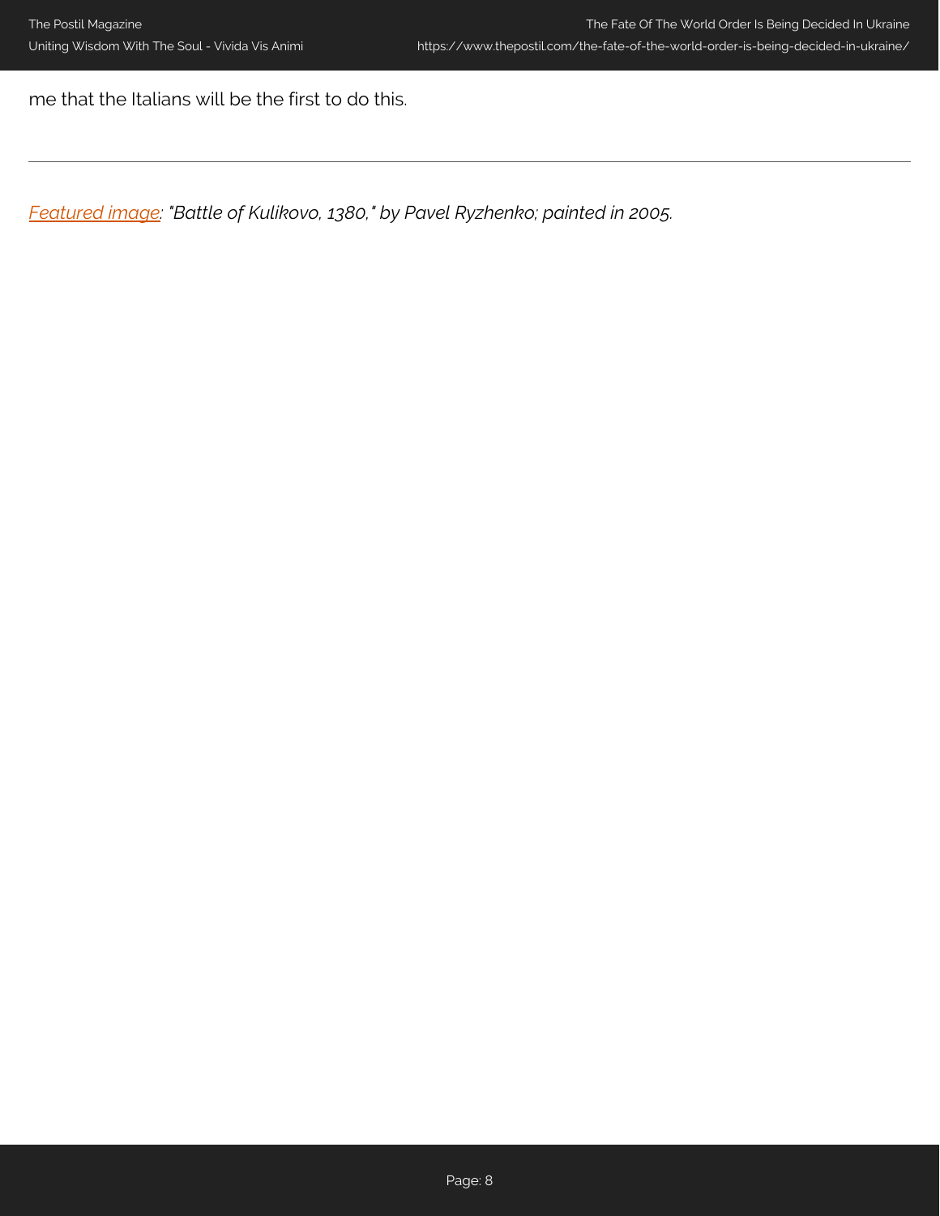me that the Italians will be the first to do this.

---

*Featured image: "Battle of Kulikovo, 1380," by Pavel Ryzhenko; painted in 2005.*